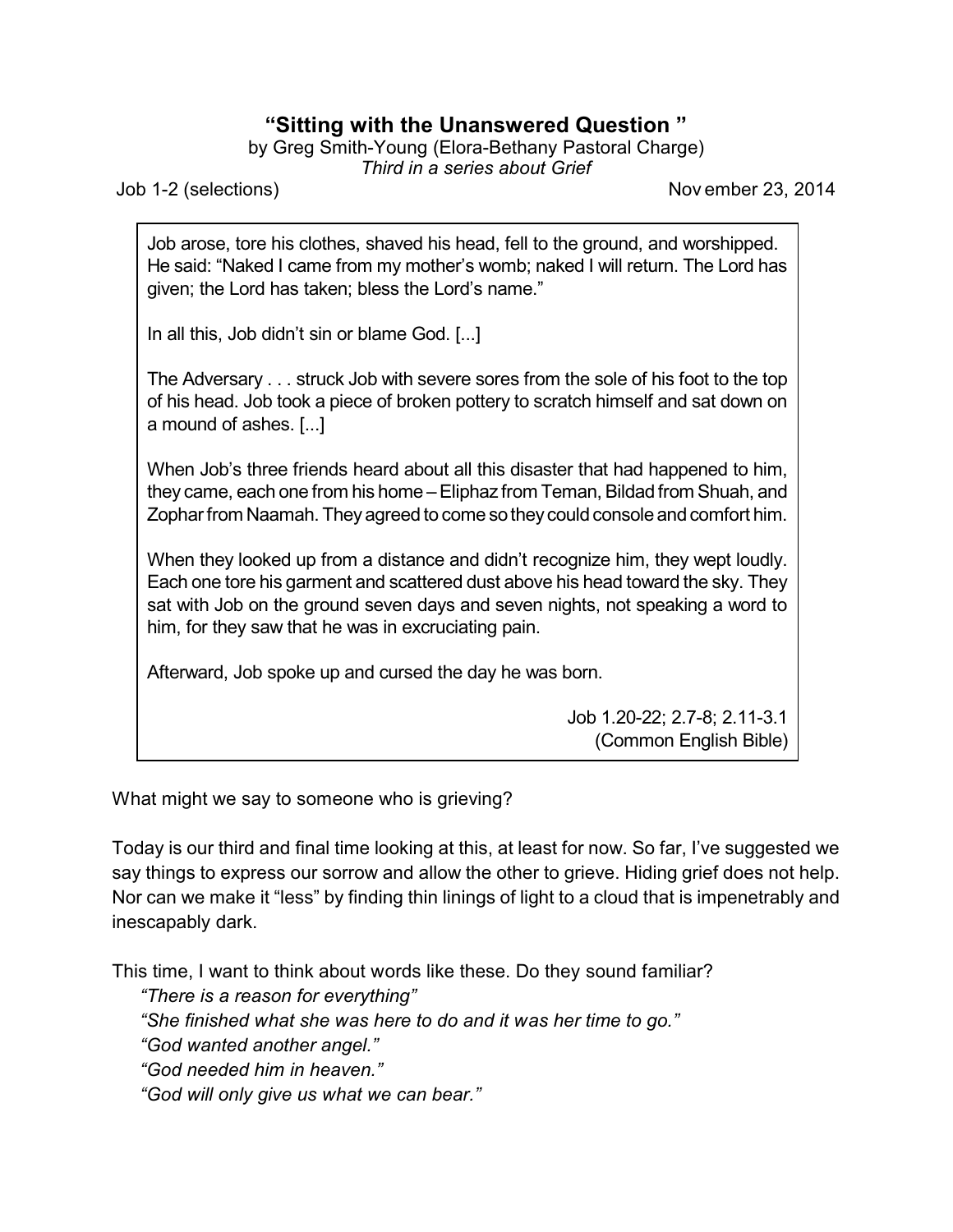# "Sitting with the Unanswered Question "

by Greg Smith-Young (Elora-Bethany Pastoral Charge)

*Third in a series about Grief*

Job 1-2 (selections) November 23, 2014

> Job arose, tore his clothes, shaved his head, fell to the ground, and worshipped. He said: "Naked I came from my mother's womb; naked I will return. The Lord has given; the Lord has taken; bless the Lord's name."
>
> In all this, Job didn't sin or blame God. [...]
>
> The Adversary . . . struck Job with severe sores from the sole of his foot to the top of his head. Job took a piece of broken pottery to scratch himself and sat down on a mound of ashes. [...]
>
> When Job's three friends heard about all this disaster that had happened to him, they came, each one from his home – Eliphaz from Teman, Bildad from Shuah, and Zophar from Naamah. They agreed to come so they could console and comfort him.
>
> When they looked up from a distance and didn't recognize him, they wept loudly. Each one tore his garment and scattered dust above his head toward the sky. They sat with Job on the ground seven days and seven nights, not speaking a word to him, for they saw that he was in excruciating pain.
>
> Afterward, Job spoke up and cursed the day he was born.
>
> Job 1.20-22; 2.7-8; 2.11-3.1
> (Common English Bible)

What might we say to someone who is grieving?

Today is our third and final time looking at this, at least for now. So far, I've suggested we say things to express our sorrow and allow the other to grieve. Hiding grief does not help. Nor can we make it "less" by finding thin linings of light to a cloud that is impenetrably and inescapably dark.

This time, I want to think about words like these. Do they sound familiar?

*"There is a reason for everything"*
*"She finished what she was here to do and it was her time to go."*
*"God wanted another angel."*
*"God needed him in heaven."*
*"God will only give us what we can bear."*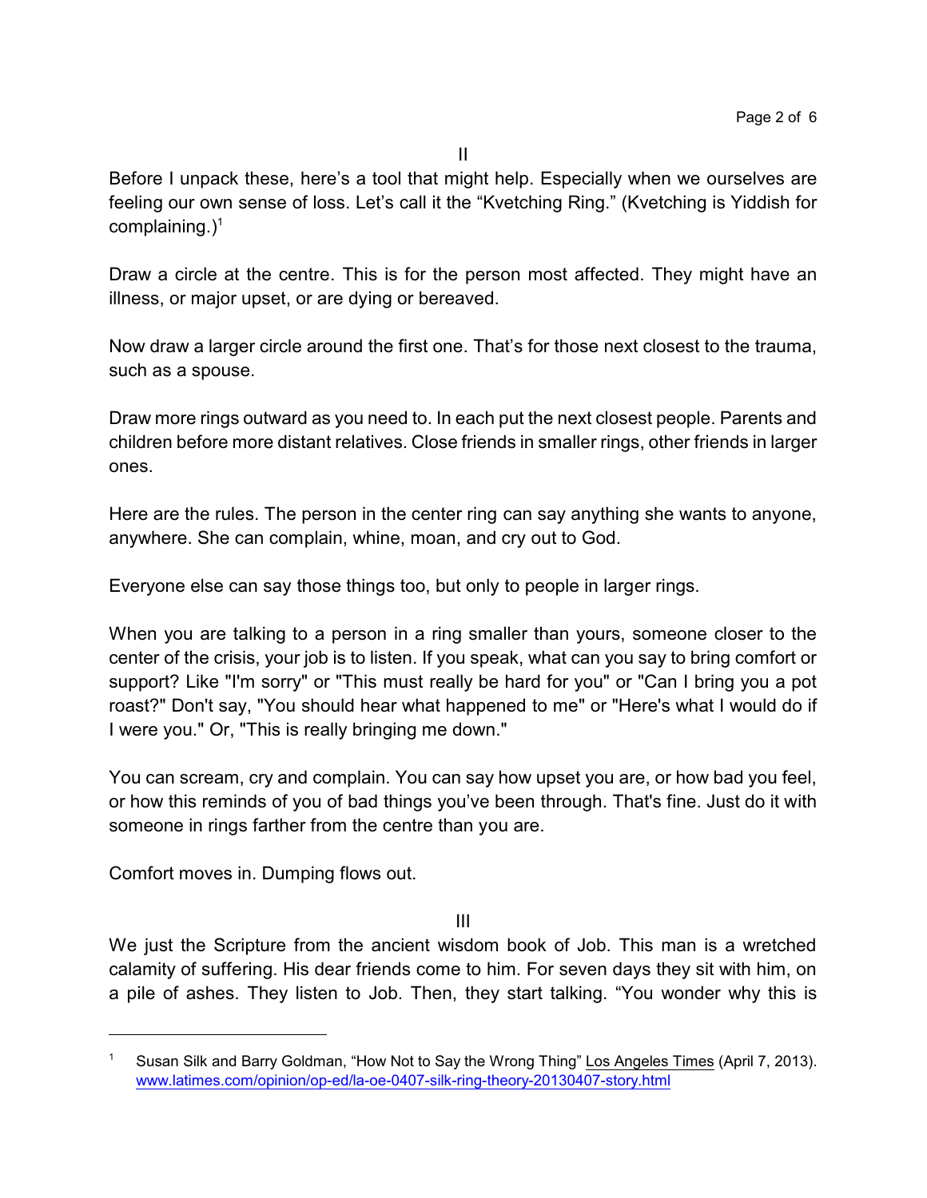II

Before I unpack these, here's a tool that might help. Especially when we ourselves are feeling our own sense of loss. Let's call it the "Kvetching Ring." (Kvetching is Yiddish for complaining.)[1]

Draw a circle at the centre. This is for the person most affected. They might have an illness, or major upset, or are dying or bereaved.

Now draw a larger circle around the first one. That's for those next closest to the trauma, such as a spouse.

Draw more rings outward as you need to. In each put the next closest people. Parents and children before more distant relatives. Close friends in smaller rings, other friends in larger ones.

Here are the rules. The person in the center ring can say anything she wants to anyone, anywhere. She can complain, whine, moan, and cry out to God.

Everyone else can say those things too, but only to people in larger rings.

When you are talking to a person in a ring smaller than yours, someone closer to the center of the crisis, your job is to listen. If you speak, what can you say to bring comfort or support? Like "I'm sorry" or "This must really be hard for you" or "Can I bring you a pot roast?" Don't say, "You should hear what happened to me" or "Here's what I would do if I were you." Or, "This is really bringing me down."

You can scream, cry and complain. You can say how upset you are, or how bad you feel, or how this reminds of you of bad things you've been through. That's fine. Just do it with someone in rings farther from the centre than you are.

Comfort moves in. Dumping flows out.

III

We just the Scripture from the ancient wisdom book of Job. This man is a wretched calamity of suffering. His dear friends come to him. For seven days they sit with him, on a pile of ashes. They listen to Job. Then, they start talking. "You wonder why this is

---

[1] Susan Silk and Barry Goldman, "How Not to Say the Wrong Thing" Los Angeles Times (April 7, 2013). www.latimes.com/opinion/op-ed/la-oe-0407-silk-ring-theory-20130407-story.html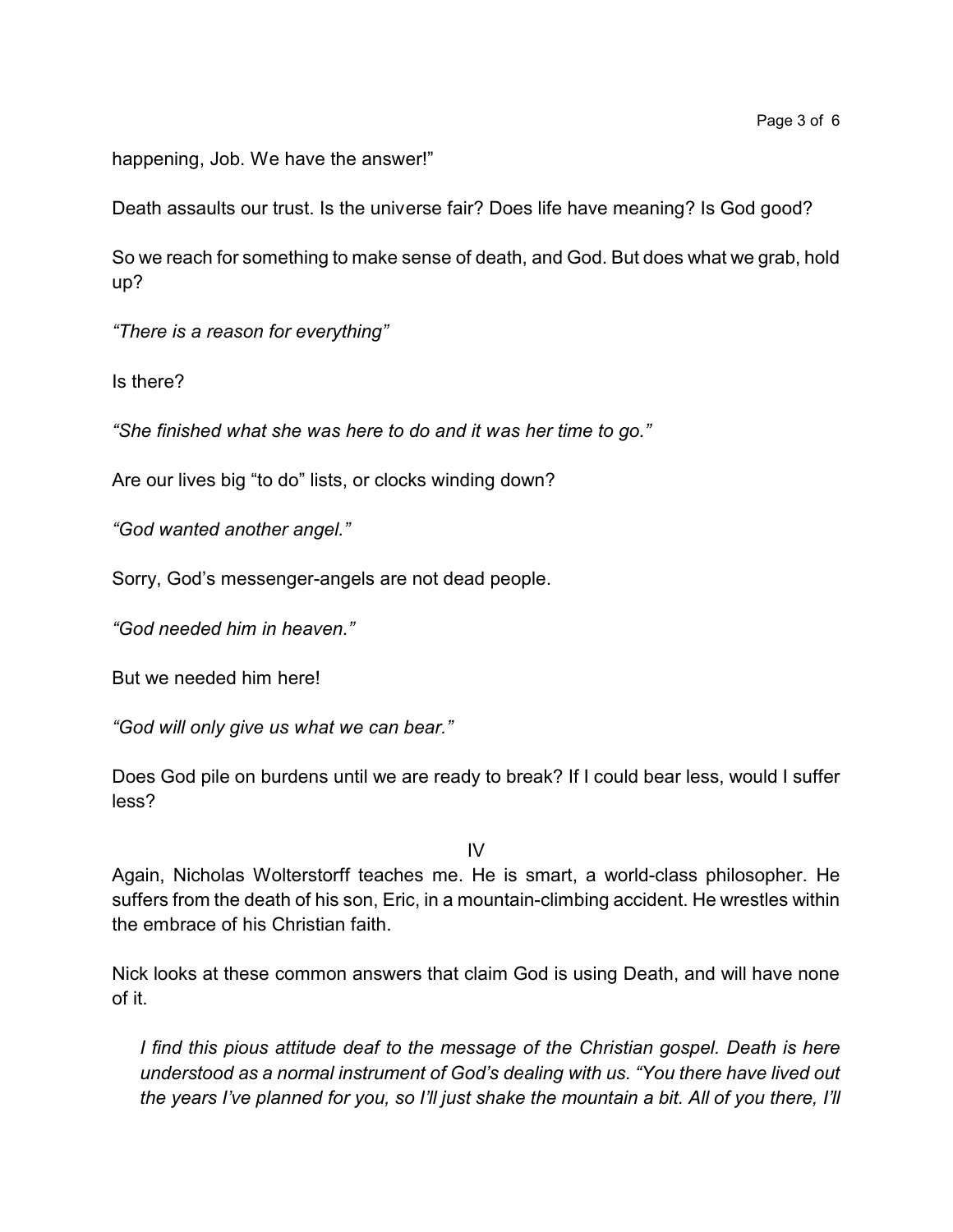happening, Job. We have the answer!"

Death assaults our trust. Is the universe fair? Does life have meaning? Is God good?

So we reach for something to make sense of death, and God. But does what we grab, hold up?

*"There is a reason for everything"*

Is there?

*"She finished what she was here to do and it was her time to go."*

Are our lives big "to do" lists, or clocks winding down?

*"God wanted another angel."*

Sorry, God's messenger-angels are not dead people.

*"God needed him in heaven."*

But we needed him here!

*"God will only give us what we can bear."*

Does God pile on burdens until we are ready to break? If I could bear less, would I suffer less?

## IV

Again, Nicholas Wolterstorff teaches me. He is smart, a world-class philosopher. He suffers from the death of his son, Eric, in a mountain-climbing accident. He wrestles within the embrace of his Christian faith.

Nick looks at these common answers that claim God is using Death, and will have none of it.

> *I find this pious attitude deaf to the message of the Christian gospel. Death is here understood as a normal instrument of God's dealing with us. "You there have lived out the years I've planned for you, so I'll just shake the mountain a bit. All of you there, I'll*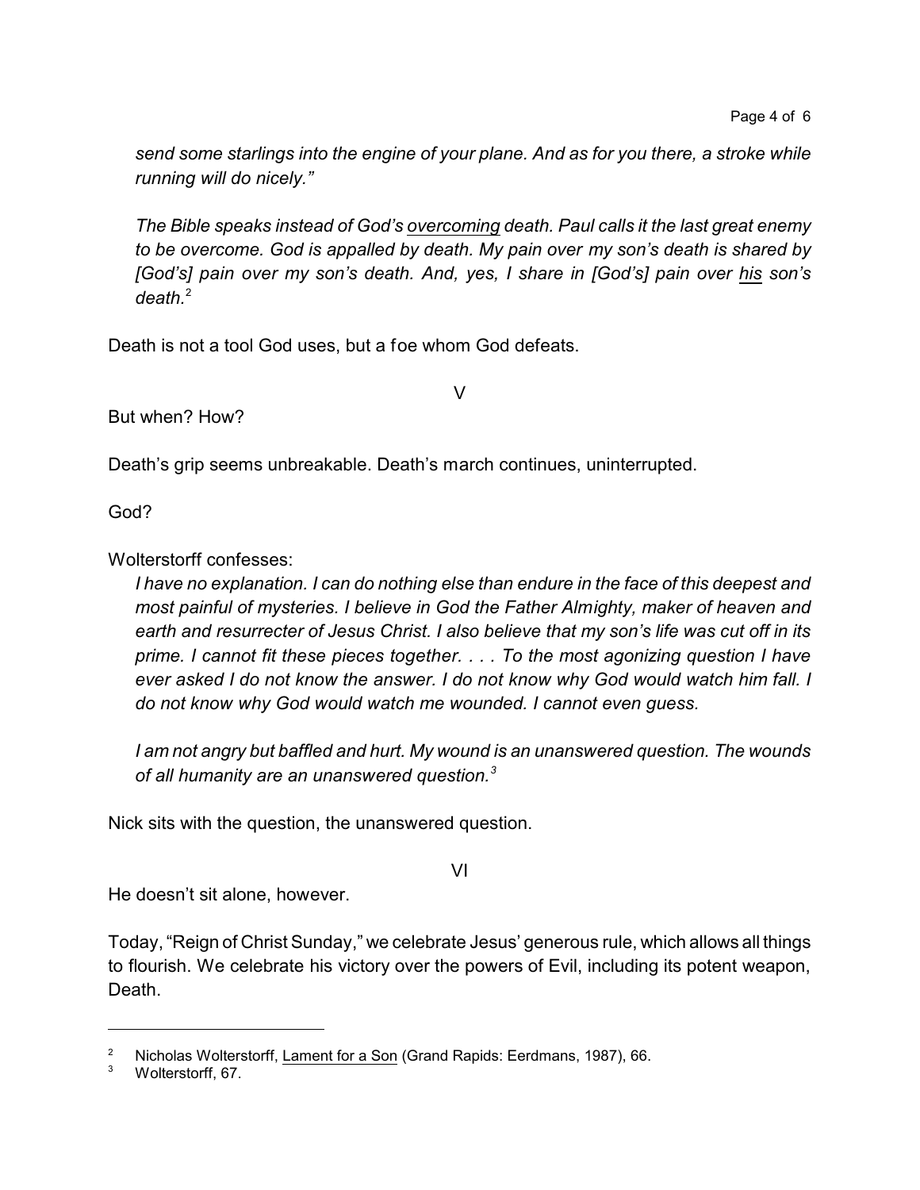*send some starlings into the engine of your plane. And as for you there, a stroke while running will do nicely."*

*The Bible speaks instead of God's overcoming death. Paul calls it the last great enemy to be overcome. God is appalled by death. My pain over my son's death is shared by [God's] pain over my son's death. And, yes, I share in [God's] pain over his son's death.*[2]

Death is not a tool God uses, but a foe whom God defeats.

V

But when? How?

Death's grip seems unbreakable. Death's march continues, uninterrupted.

God?

Wolterstorff confesses:

*I have no explanation. I can do nothing else than endure in the face of this deepest and most painful of mysteries. I believe in God the Father Almighty, maker of heaven and earth and resurrecter of Jesus Christ. I also believe that my son's life was cut off in its prime. I cannot fit these pieces together. . . . To the most agonizing question I have ever asked I do not know the answer. I do not know why God would watch him fall. I do not know why God would watch me wounded. I cannot even guess.*

*I am not angry but baffled and hurt. My wound is an unanswered question. The wounds of all humanity are an unanswered question.*[3]

Nick sits with the question, the unanswered question.

VI

He doesn't sit alone, however.

Today, "Reign of Christ Sunday," we celebrate Jesus' generous rule, which allows all things to flourish. We celebrate his victory over the powers of Evil, including its potent weapon, Death.

---

[2] Nicholas Wolterstorff, Lament for a Son (Grand Rapids: Eerdmans, 1987), 66.

[3] Wolterstorff, 67.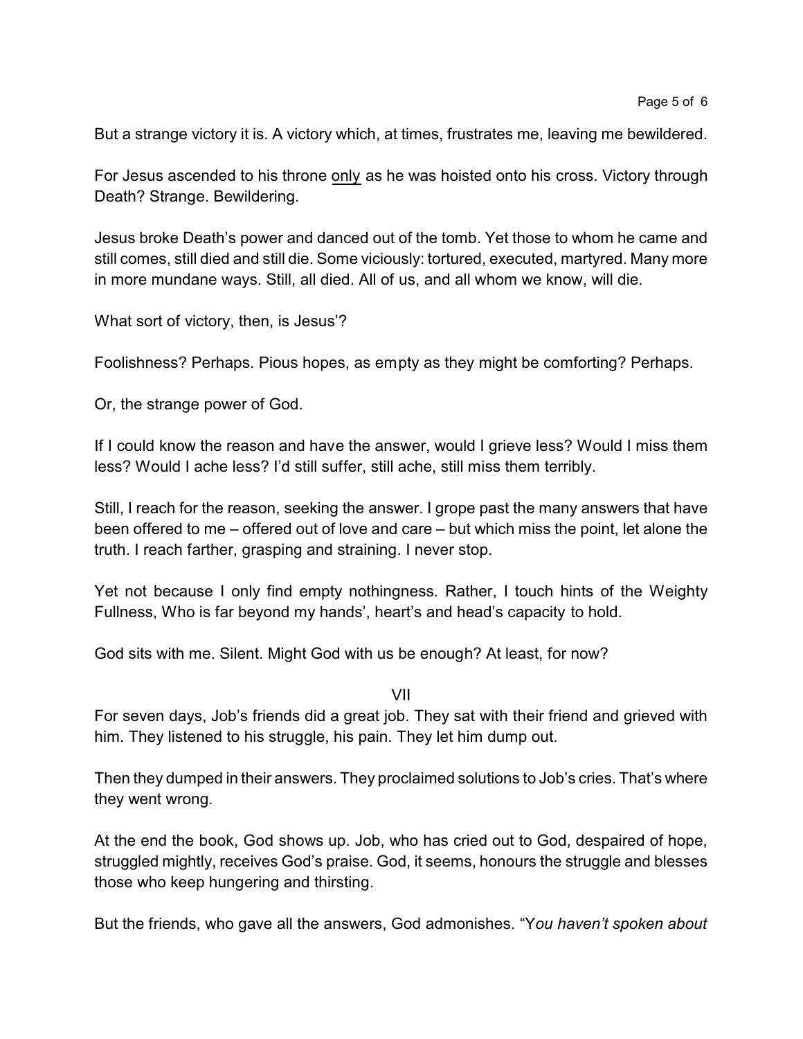But a strange victory it is. A victory which, at times, frustrates me, leaving me bewildered.

For Jesus ascended to his throne <u>only</u> as he was hoisted onto his cross. Victory through Death? Strange. Bewildering.

Jesus broke Death's power and danced out of the tomb. Yet those to whom he came and still comes, still died and still die. Some viciously: tortured, executed, martyred. Many more in more mundane ways. Still, all died. All of us, and all whom we know, will die.

What sort of victory, then, is Jesus'?

Foolishness? Perhaps. Pious hopes, as empty as they might be comforting? Perhaps.

Or, the strange power of God.

If I could know the reason and have the answer, would I grieve less? Would I miss them less? Would I ache less? I'd still suffer, still ache, still miss them terribly.

Still, I reach for the reason, seeking the answer. I grope past the many answers that have been offered to me – offered out of love and care – but which miss the point, let alone the truth. I reach farther, grasping and straining. I never stop.

Yet not because I only find empty nothingness. Rather, I touch hints of the Weighty Fullness, Who is far beyond my hands', heart's and head's capacity to hold.

God sits with me. Silent. Might God with us be enough? At least, for now?

## VII

For seven days, Job's friends did a great job. They sat with their friend and grieved with him. They listened to his struggle, his pain. They let him dump out.

Then they dumped in their answers. They proclaimed solutions to Job's cries. That's where they went wrong.

At the end the book, God shows up. Job, who has cried out to God, despaired of hope, struggled mightly, receives God's praise. God, it seems, honours the struggle and blesses those who keep hungering and thirsting.

But the friends, who gave all the answers, God admonishes. "Y*ou haven't spoken about*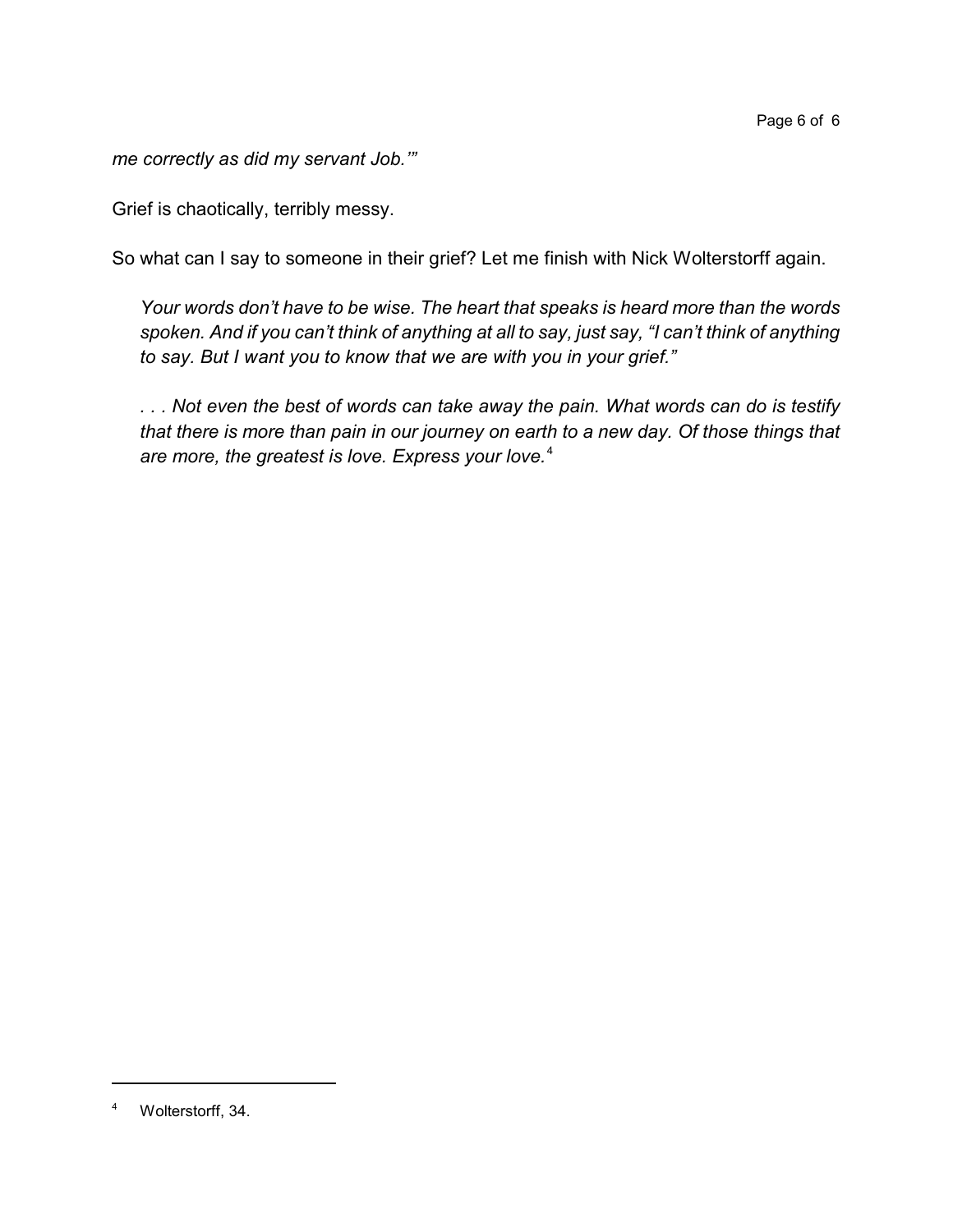*me correctly as did my servant Job.'"*

Grief is chaotically, terribly messy.

So what can I say to someone in their grief? Let me finish with Nick Wolterstorff again.

> *Your words don't have to be wise. The heart that speaks is heard more than the words spoken. And if you can't think of anything at all to say, just say, "I can't think of anything to say. But I want you to know that we are with you in your grief."*
>
> *. . . Not even the best of words can take away the pain. What words can do is testify that there is more than pain in our journey on earth to a new day. Of those things that are more, the greatest is love. Express your love.*[4]

---

[4] Wolterstorff, 34.